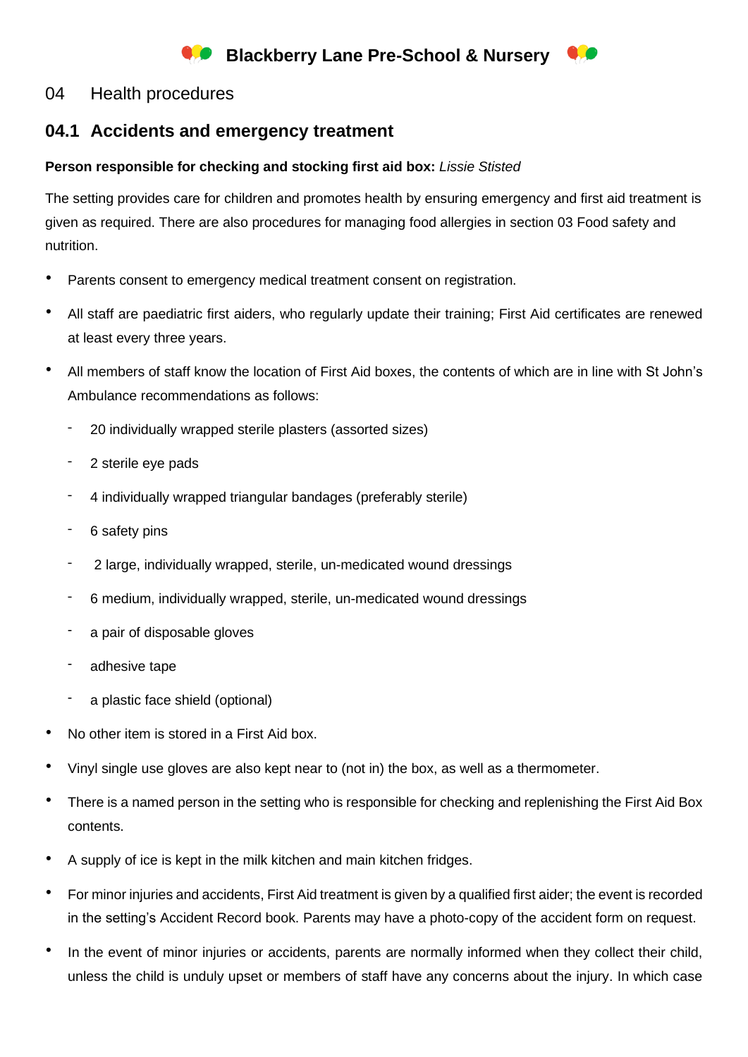# Blackberry Lane Pre-School & Nursery

## 04 Health procedures

### 04.1 Accidents and emergency treatment

**Person responsible for checking and stocking first aid box:** *Lissie Stisted*

The setting provides care for children and promotes health by ensuring emergency and first aid treatment is given as required. There are also procedures for managing food allergies in section 03 Food safety and nutrition.

- Parents consent to emergency medical treatment consent on registration.
- All staff are paediatric first aiders, who regularly update their training; First Aid certificates are renewed at least every three years.
- All members of staff know the location of First Aid boxes, the contents of which are in line with St John's Ambulance recommendations as follows:
  - 20 individually wrapped sterile plasters (assorted sizes)
  - 2 sterile eye pads
  - 4 individually wrapped triangular bandages (preferably sterile)
  - 6 safety pins
  - 2 large, individually wrapped, sterile, un-medicated wound dressings
  - 6 medium, individually wrapped, sterile, un-medicated wound dressings
  - a pair of disposable gloves
  - adhesive tape
  - a plastic face shield (optional)
- No other item is stored in a First Aid box.
- Vinyl single use gloves are also kept near to (not in) the box, as well as a thermometer.
- There is a named person in the setting who is responsible for checking and replenishing the First Aid Box contents.
- A supply of ice is kept in the milk kitchen and main kitchen fridges.
- For minor injuries and accidents, First Aid treatment is given by a qualified first aider; the event is recorded in the setting's Accident Record book. Parents may have a photo-copy of the accident form on request.
- In the event of minor injuries or accidents, parents are normally informed when they collect their child, unless the child is unduly upset or members of staff have any concerns about the injury. In which case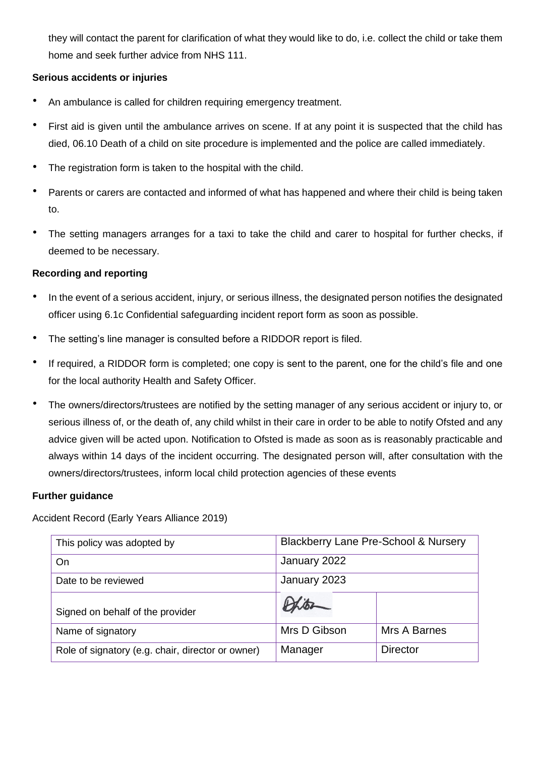they will contact the parent for clarification of what they would like to do, i.e. collect the child or take them home and seek further advice from NHS 111.

**Serious accidents or injuries**

- An ambulance is called for children requiring emergency treatment.
- First aid is given until the ambulance arrives on scene. If at any point it is suspected that the child has died, 06.10 Death of a child on site procedure is implemented and the police are called immediately.
- The registration form is taken to the hospital with the child.
- Parents or carers are contacted and informed of what has happened and where their child is being taken to.
- The setting managers arranges for a taxi to take the child and carer to hospital for further checks, if deemed to be necessary.

**Recording and reporting**

- In the event of a serious accident, injury, or serious illness, the designated person notifies the designated officer using 6.1c Confidential safeguarding incident report form as soon as possible.
- The setting's line manager is consulted before a RIDDOR report is filed.
- If required, a RIDDOR form is completed; one copy is sent to the parent, one for the child's file and one for the local authority Health and Safety Officer.
- The owners/directors/trustees are notified by the setting manager of any serious accident or injury to, or serious illness of, or the death of, any child whilst in their care in order to be able to notify Ofsted and any advice given will be acted upon. Notification to Ofsted is made as soon as is reasonably practicable and always within 14 days of the incident occurring. The designated person will, after consultation with the owners/directors/trustees, inform local child protection agencies of these events

**Further guidance**

Accident Record (Early Years Alliance 2019)

| | | |
|---|---|---|
| This policy was adopted by | Blackberry Lane Pre-School & Nursery | |
| On | January 2022 | |
| Date to be reviewed | January 2023 | |
| Signed on behalf of the provider | DGibson | |
| Name of signatory | Mrs D Gibson | Mrs A Barnes |
| Role of signatory (e.g. chair, director or owner) | Manager | Director |